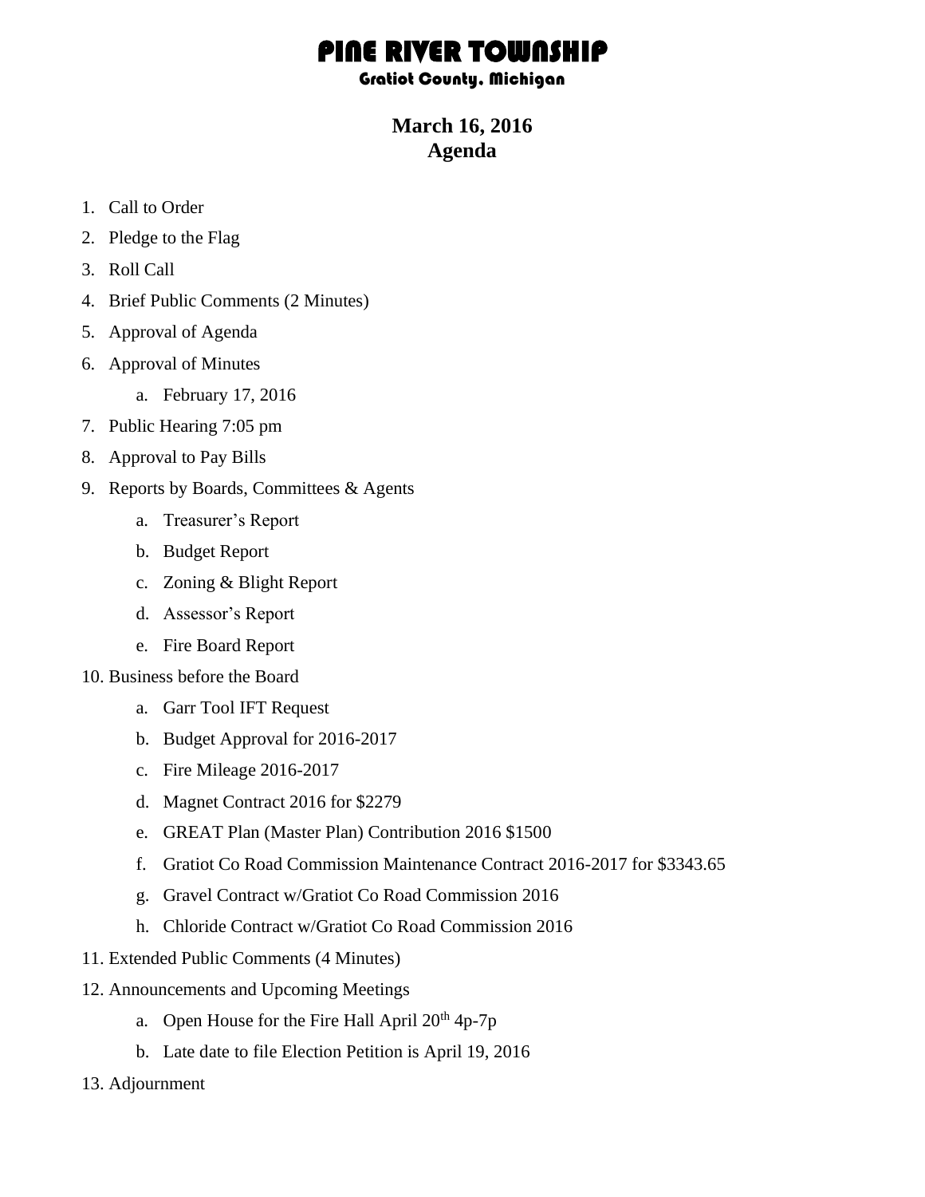# PINE RIVER TOWNSHIP

### Gratiot County, Michigan

## March 16, 2016
## Agenda

1. Call to Order
2. Pledge to the Flag
3. Roll Call
4. Brief Public Comments (2 Minutes)
5. Approval of Agenda
6. Approval of Minutes
    a. February 17, 2016
7. Public Hearing 7:05 pm
8. Approval to Pay Bills
9. Reports by Boards, Committees & Agents
    a. Treasurer's Report
    b. Budget Report
    c. Zoning & Blight Report
    d. Assessor's Report
    e. Fire Board Report
10. Business before the Board
    a. Garr Tool IFT Request
    b. Budget Approval for 2016-2017
    c. Fire Mileage 2016-2017
    d. Magnet Contract 2016 for $2279
    e. GREAT Plan (Master Plan) Contribution 2016 $1500
    f. Gratiot Co Road Commission Maintenance Contract 2016-2017 for $3343.65
    g. Gravel Contract w/Gratiot Co Road Commission 2016
    h. Chloride Contract w/Gratiot Co Road Commission 2016
11. Extended Public Comments (4 Minutes)
12. Announcements and Upcoming Meetings
    a. Open House for the Fire Hall April 20th 4p-7p
    b. Late date to file Election Petition is April 19, 2016
13. Adjournment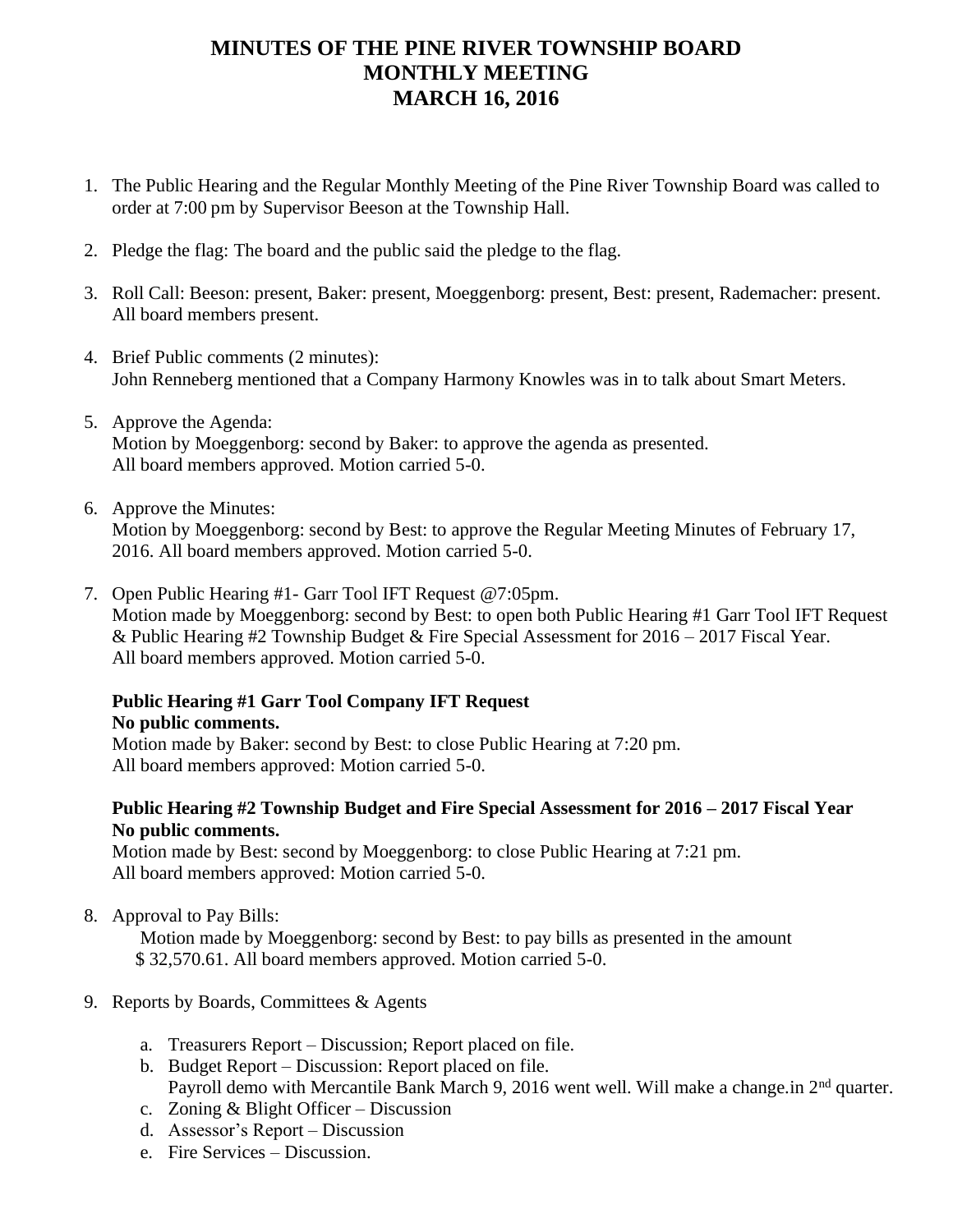# MINUTES OF THE PINE RIVER TOWNSHIP BOARD MONTHLY MEETING MARCH 16, 2016

1. The Public Hearing and the Regular Monthly Meeting of the Pine River Township Board was called to order at 7:00 pm by Supervisor Beeson at the Township Hall.

2. Pledge the flag: The board and the public said the pledge to the flag.

3. Roll Call: Beeson: present, Baker: present, Moeggenborg: present, Best: present, Rademacher: present. All board members present.

4. Brief Public comments (2 minutes):
   John Renneberg mentioned that a Company Harmony Knowles was in to talk about Smart Meters.

5. Approve the Agenda:
   Motion by Moeggenborg: second by Baker: to approve the agenda as presented.
   All board members approved. Motion carried 5-0.

6. Approve the Minutes:
   Motion by Moeggenborg: second by Best: to approve the Regular Meeting Minutes of February 17, 2016. All board members approved. Motion carried 5-0.

7. Open Public Hearing #1- Garr Tool IFT Request @7:05pm.
   Motion made by Moeggenborg: second by Best: to open both Public Hearing #1 Garr Tool IFT Request & Public Hearing #2 Township Budget & Fire Special Assessment for 2016 – 2017 Fiscal Year.
   All board members approved. Motion carried 5-0.

   **Public Hearing #1 Garr Tool Company IFT Request**
   **No public comments.**
   Motion made by Baker: second by Best: to close Public Hearing at 7:20 pm.
   All board members approved: Motion carried 5-0.

   **Public Hearing #2 Township Budget and Fire Special Assessment for 2016 – 2017 Fiscal Year**
   **No public comments.**
   Motion made by Best: second by Moeggenborg: to close Public Hearing at 7:21 pm.
   All board members approved: Motion carried 5-0.

8. Approval to Pay Bills:
   Motion made by Moeggenborg: second by Best: to pay bills as presented in the amount $ 32,570.61. All board members approved. Motion carried 5-0.

9. Reports by Boards, Committees & Agents
   a. Treasurers Report – Discussion; Report placed on file.
   b. Budget Report – Discussion: Report placed on file.
      Payroll demo with Mercantile Bank March 9, 2016 went well. Will make a change.in 2nd quarter.
   c. Zoning & Blight Officer – Discussion
   d. Assessor's Report – Discussion
   e. Fire Services – Discussion.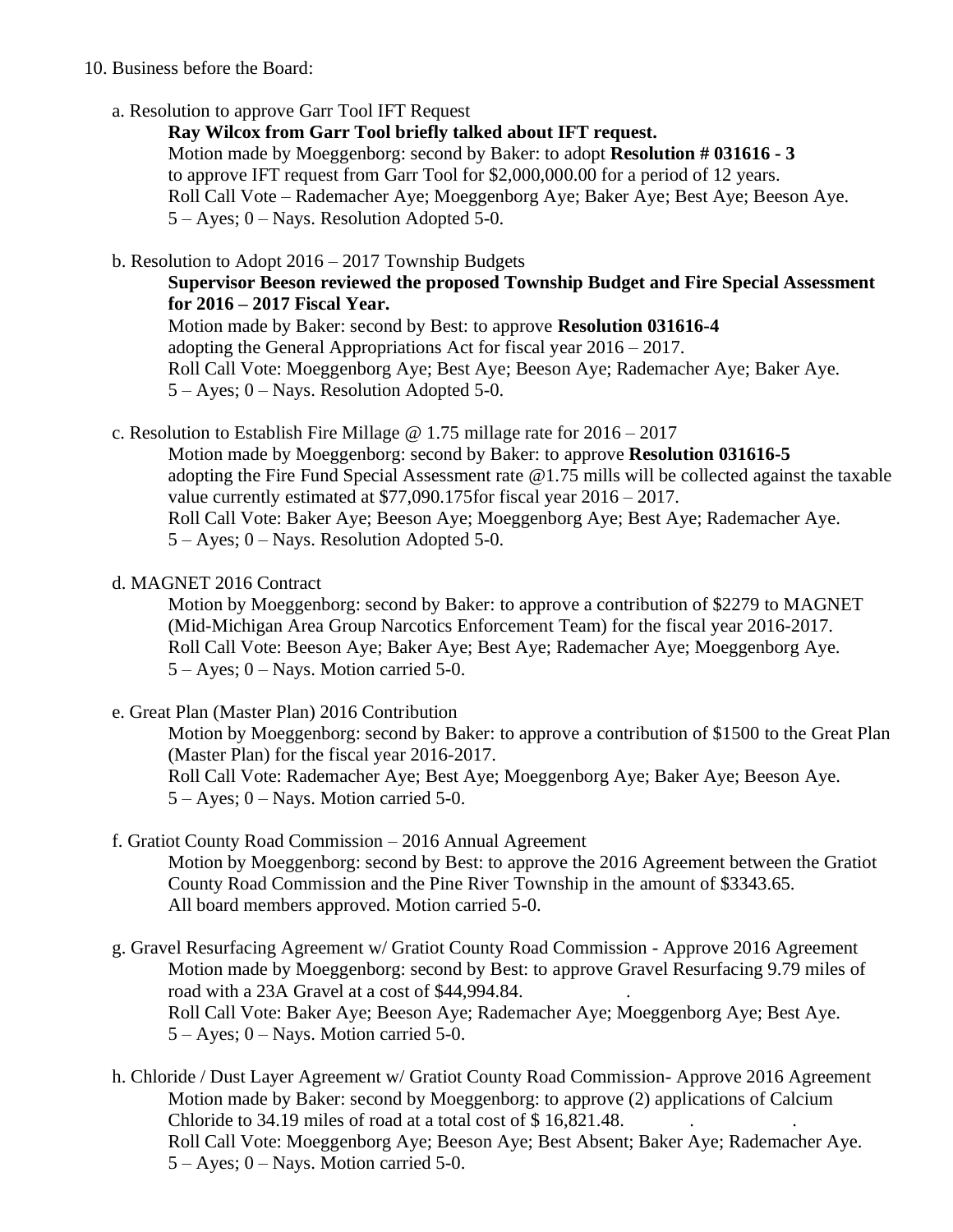10. Business before the Board:

   a. Resolution to approve Garr Tool IFT Request

      **Ray Wilcox from Garr Tool briefly talked about IFT request.**
      Motion made by Moeggenborg: second by Baker: to adopt **Resolution # 031616 - 3** to approve IFT request from Garr Tool for $2,000,000.00 for a period of 12 years.
      Roll Call Vote – Rademacher Aye; Moeggenborg Aye; Baker Aye; Best Aye; Beeson Aye.
      5 – Ayes; 0 – Nays. Resolution Adopted 5-0.

   b. Resolution to Adopt 2016 – 2017 Township Budgets

      **Supervisor Beeson reviewed the proposed Township Budget and Fire Special Assessment for 2016 – 2017 Fiscal Year.**
      Motion made by Baker: second by Best: to approve **Resolution 031616-4** adopting the General Appropriations Act for fiscal year 2016 – 2017.
      Roll Call Vote: Moeggenborg Aye; Best Aye; Beeson Aye; Rademacher Aye; Baker Aye.
      5 – Ayes; 0 – Nays. Resolution Adopted 5-0.

   c. Resolution to Establish Fire Millage @ 1.75 millage rate for 2016 – 2017

      Motion made by Moeggenborg: second by Baker: to approve **Resolution 031616-5** adopting the Fire Fund Special Assessment rate @1.75 mills will be collected against the taxable value currently estimated at $77,090.175for fiscal year 2016 – 2017.
      Roll Call Vote: Baker Aye; Beeson Aye; Moeggenborg Aye; Best Aye; Rademacher Aye.
      5 – Ayes; 0 – Nays. Resolution Adopted 5-0.

   d. MAGNET 2016 Contract

      Motion by Moeggenborg: second by Baker: to approve a contribution of $2279 to MAGNET (Mid-Michigan Area Group Narcotics Enforcement Team) for the fiscal year 2016-2017.
      Roll Call Vote: Beeson Aye; Baker Aye; Best Aye; Rademacher Aye; Moeggenborg Aye.
      5 – Ayes; 0 – Nays. Motion carried 5-0.

   e. Great Plan (Master Plan) 2016 Contribution

      Motion by Moeggenborg: second by Baker: to approve a contribution of $1500 to the Great Plan (Master Plan) for the fiscal year 2016-2017.
      Roll Call Vote: Rademacher Aye; Best Aye; Moeggenborg Aye; Baker Aye; Beeson Aye.
      5 – Ayes; 0 – Nays. Motion carried 5-0.

   f. Gratiot County Road Commission – 2016 Annual Agreement

      Motion by Moeggenborg: second by Best: to approve the 2016 Agreement between the Gratiot County Road Commission and the Pine River Township in the amount of $3343.65.
      All board members approved. Motion carried 5-0.

   g. Gravel Resurfacing Agreement w/ Gratiot County Road Commission - Approve 2016 Agreement

      Motion made by Moeggenborg: second by Best: to approve Gravel Resurfacing 9.79 miles of road with a 23A Gravel at a cost of $44,994.84.
      Roll Call Vote: Baker Aye; Beeson Aye; Rademacher Aye; Moeggenborg Aye; Best Aye.
      5 – Ayes; 0 – Nays. Motion carried 5-0.

   h. Chloride / Dust Layer Agreement w/ Gratiot County Road Commission- Approve 2016 Agreement

      Motion made by Baker: second by Moeggenborg: to approve (2) applications of Calcium Chloride to 34.19 miles of road at a total cost of $ 16,821.48.
      Roll Call Vote: Moeggenborg Aye; Beeson Aye; Best Absent; Baker Aye; Rademacher Aye.
      5 – Ayes; 0 – Nays. Motion carried 5-0.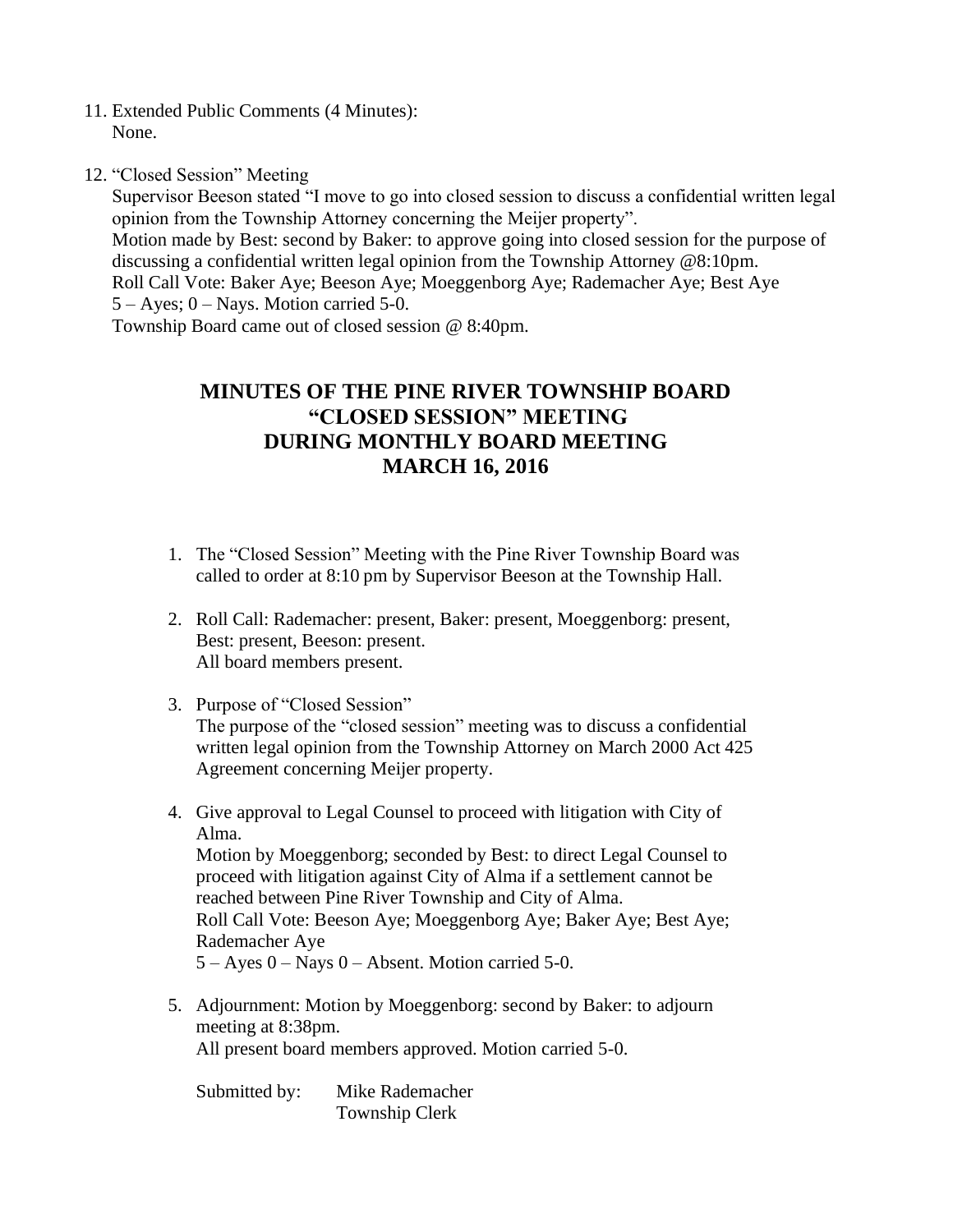11. Extended Public Comments (4 Minutes):
    None.

12. "Closed Session" Meeting
    Supervisor Beeson stated "I move to go into closed session to discuss a confidential written legal opinion from the Township Attorney concerning the Meijer property".
    Motion made by Best: second by Baker: to approve going into closed session for the purpose of discussing a confidential written legal opinion from the Township Attorney @8:10pm.
    Roll Call Vote: Baker Aye; Beeson Aye; Moeggenborg Aye; Rademacher Aye; Best Aye
    5 – Ayes; 0 – Nays. Motion carried 5-0.
    Township Board came out of closed session @ 8:40pm.

# MINUTES OF THE PINE RIVER TOWNSHIP BOARD "CLOSED SESSION" MEETING DURING MONTHLY BOARD MEETING MARCH 16, 2016

1. The "Closed Session" Meeting with the Pine River Township Board was called to order at 8:10 pm by Supervisor Beeson at the Township Hall.

2. Roll Call: Rademacher: present, Baker: present, Moeggenborg: present, Best: present, Beeson: present.
   All board members present.

3. Purpose of "Closed Session"
   The purpose of the "closed session" meeting was to discuss a confidential written legal opinion from the Township Attorney on March 2000 Act 425 Agreement concerning Meijer property.

4. Give approval to Legal Counsel to proceed with litigation with City of Alma.
   Motion by Moeggenborg; seconded by Best: to direct Legal Counsel to proceed with litigation against City of Alma if a settlement cannot be reached between Pine River Township and City of Alma.
   Roll Call Vote: Beeson Aye; Moeggenborg Aye; Baker Aye; Best Aye; Rademacher Aye
   5 – Ayes 0 – Nays 0 – Absent. Motion carried 5-0.

5. Adjournment: Motion by Moeggenborg: second by Baker: to adjourn meeting at 8:38pm.
   All present board members approved. Motion carried 5-0.

   Submitted by: Mike Rademacher
   Township Clerk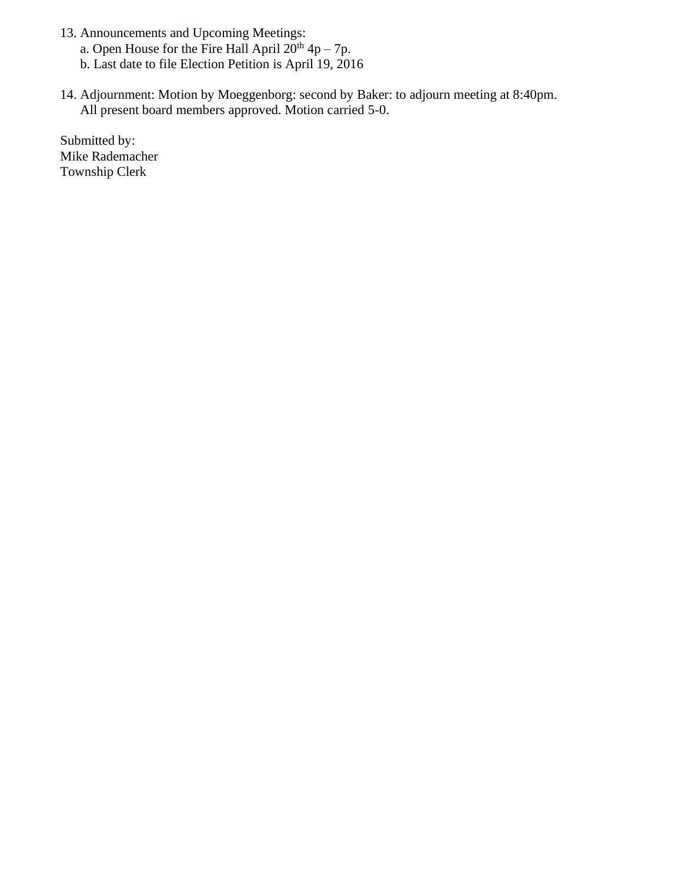13. Announcements and Upcoming Meetings:
    a. Open House for the Fire Hall April 20th 4p – 7p.
    b. Last date to file Election Petition is April 19, 2016

14. Adjournment: Motion by Moeggenborg: second by Baker: to adjourn meeting at 8:40pm. All present board members approved. Motion carried 5-0.

Submitted by:
Mike Rademacher
Township Clerk